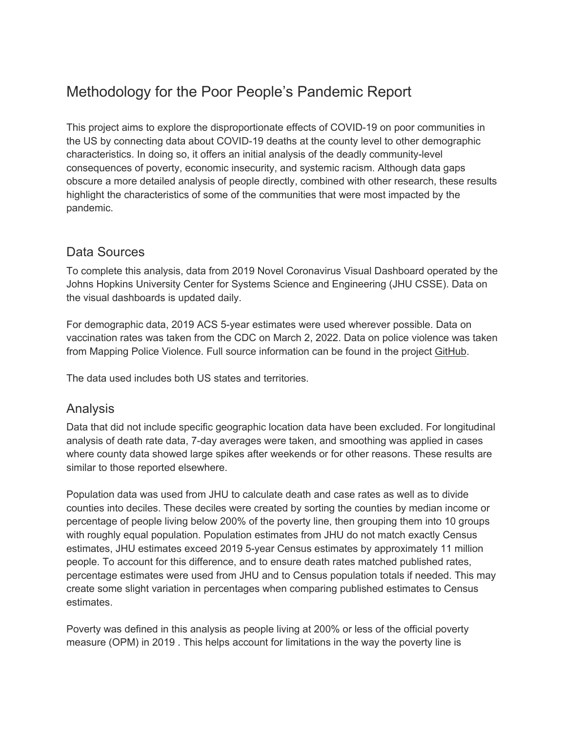# Methodology for the Poor People's Pandemic Report

This project aims to explore the disproportionate effects of COVID-19 on poor communities in the US by connecting data about COVID-19 deaths at the county level to other demographic characteristics. In doing so, it offers an initial analysis of the deadly community-level consequences of poverty, economic insecurity, and systemic racism. Although data gaps obscure a more detailed analysis of people directly, combined with other research, these results highlight the characteristics of some of the communities that were most impacted by the pandemic.

## Data Sources

To complete this analysis, data from 2019 Novel Coronavirus Visual Dashboard operated by the Johns Hopkins University Center for Systems Science and Engineering (JHU CSSE). Data on the visual dashboards is updated daily.

For demographic data, 2019 ACS 5-year estimates were used wherever possible. Data on vaccination rates was taken from the CDC on March 2, 2022. Data on police violence was taken from Mapping Police Violence. Full source information can be found in the project GitHub.

The data used includes both US states and territories.

## Analysis

Data that did not include specific geographic location data have been excluded. For longitudinal analysis of death rate data, 7-day averages were taken, and smoothing was applied in cases where county data showed large spikes after weekends or for other reasons. These results are similar to those reported elsewhere.

Population data was used from JHU to calculate death and case rates as well as to divide counties into deciles. These deciles were created by sorting the counties by median income or percentage of people living below 200% of the poverty line, then grouping them into 10 groups with roughly equal population. Population estimates from JHU do not match exactly Census estimates, JHU estimates exceed 2019 5-year Census estimates by approximately 11 million people. To account for this difference, and to ensure death rates matched published rates, percentage estimates were used from JHU and to Census population totals if needed. This may create some slight variation in percentages when comparing published estimates to Census estimates.

Poverty was defined in this analysis as people living at 200% or less of the official poverty measure (OPM) in 2019 . This helps account for limitations in the way the poverty line is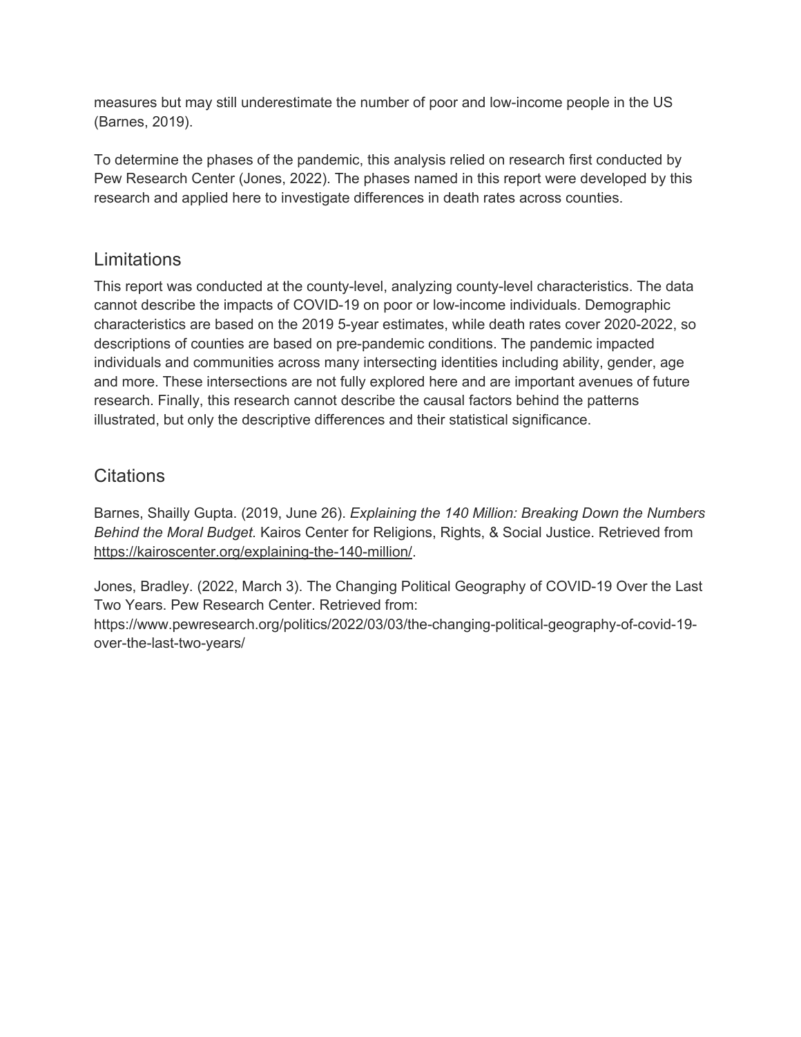measures but may still underestimate the number of poor and low-income people in the US (Barnes, 2019).

To determine the phases of the pandemic, this analysis relied on research first conducted by Pew Research Center (Jones, 2022). The phases named in this report were developed by this research and applied here to investigate differences in death rates across counties.

## Limitations

This report was conducted at the county-level, analyzing county-level characteristics. The data cannot describe the impacts of COVID-19 on poor or low-income individuals. Demographic characteristics are based on the 2019 5-year estimates, while death rates cover 2020-2022, so descriptions of counties are based on pre-pandemic conditions. The pandemic impacted individuals and communities across many intersecting identities including ability, gender, age and more. These intersections are not fully explored here and are important avenues of future research. Finally, this research cannot describe the causal factors behind the patterns illustrated, but only the descriptive differences and their statistical significance.

## Citations

Barnes, Shailly Gupta. (2019, June 26). *Explaining the 140 Million: Breaking Down the Numbers Behind the Moral Budget.* Kairos Center for Religions, Rights, & Social Justice. Retrieved from https://kairoscenter.org/explaining-the-140-million/.

Jones, Bradley. (2022, March 3). The Changing Political Geography of COVID-19 Over the Last Two Years. Pew Research Center. Retrieved from: https://www.pewresearch.org/politics/2022/03/03/the-changing-political-geography-of-covid-19-over-the-last-two-years/